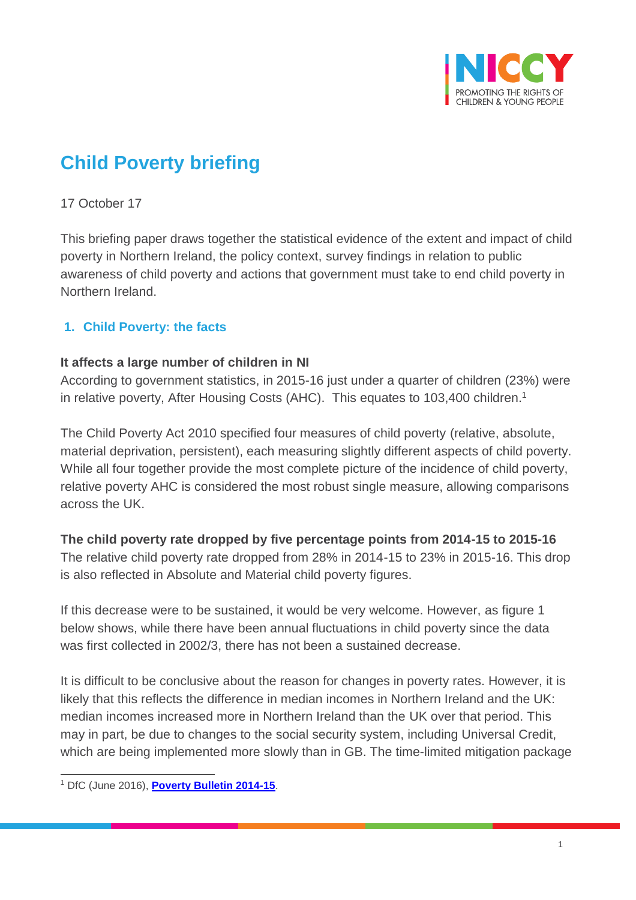# Child Poverty briefing

17 October 17

This briefing paper draws together the statistical evidence of the extent and impact of child poverty in Northern Ireland, the policy context, survey findings in relation to public awareness of child poverty and actions that government must take to end child poverty in Northern Ireland.

## 1. Child Poverty: the facts

**It affects a large number of children in NI**

According to government statistics, in 2015-16 just under a quarter of children (23%) were in relative poverty, After Housing Costs (AHC). This equates to 103,400 children.[1]

The Child Poverty Act 2010 specified four measures of child poverty (relative, absolute, material deprivation, persistent), each measuring slightly different aspects of child poverty. While all four together provide the most complete picture of the incidence of child poverty, relative poverty AHC is considered the most robust single measure, allowing comparisons across the UK.

**The child poverty rate dropped by five percentage points from 2014-15 to 2015-16**

The relative child poverty rate dropped from 28% in 2014-15 to 23% in 2015-16. This drop is also reflected in Absolute and Material child poverty figures.

If this decrease were to be sustained, it would be very welcome. However, as figure 1 below shows, while there have been annual fluctuations in child poverty since the data was first collected in 2002/3, there has not been a sustained decrease.

It is difficult to be conclusive about the reason for changes in poverty rates. However, it is likely that this reflects the difference in median incomes in Northern Ireland and the UK: median incomes increased more in Northern Ireland than the UK over that period. This may in part, be due to changes to the social security system, including Universal Credit, which are being implemented more slowly than in GB. The time-limited mitigation package

[1] DfC (June 2016), **Poverty Bulletin 2014-15**.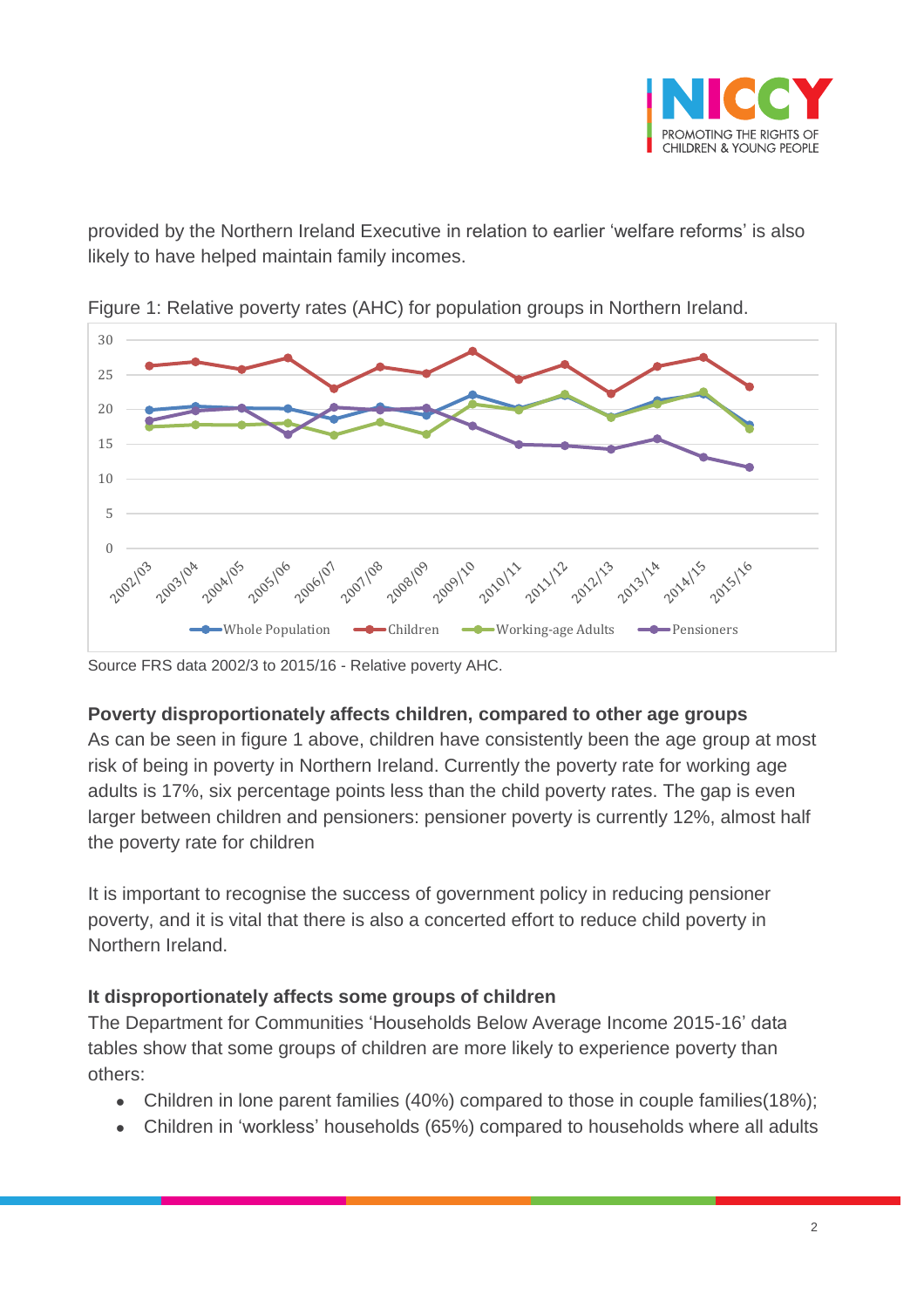provided by the Northern Ireland Executive in relation to earlier 'welfare reforms' is also likely to have helped maintain family incomes.

Figure 1: Relative poverty rates (AHC) for population groups in Northern Ireland.

Source FRS data 2002/3 to 2015/16 - Relative poverty AHC.

**Poverty disproportionately affects children, compared to other age groups**

As can be seen in figure 1 above, children have consistently been the age group at most risk of being in poverty in Northern Ireland. Currently the poverty rate for working age adults is 17%, six percentage points less than the child poverty rates. The gap is even larger between children and pensioners: pensioner poverty is currently 12%, almost half the poverty rate for children

It is important to recognise the success of government policy in reducing pensioner poverty, and it is vital that there is also a concerted effort to reduce child poverty in Northern Ireland.

**It disproportionately affects some groups of children**

The Department for Communities 'Households Below Average Income 2015-16' data tables show that some groups of children are more likely to experience poverty than others:

- Children in lone parent families (40%) compared to those in couple families(18%);
- Children in 'workless' households (65%) compared to households where all adults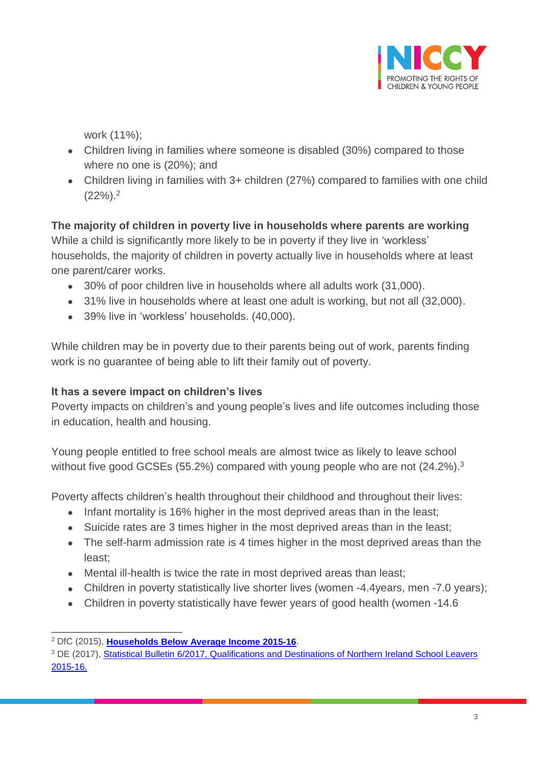work (11%);

- Children living in families where someone is disabled (30%) compared to those where no one is (20%); and
- Children living in families with 3+ children (27%) compared to families with one child (22%).[2]

**The majority of children in poverty live in households where parents are working**

While a child is significantly more likely to be in poverty if they live in 'workless' households, the majority of children in poverty actually live in households where at least one parent/carer works.

- 30% of poor children live in households where all adults work (31,000).
- 31% live in households where at least one adult is working, but not all (32,000).
- 39% live in 'workless' households. (40,000).

While children may be in poverty due to their parents being out of work, parents finding work is no guarantee of being able to lift their family out of poverty.

**It has a severe impact on children's lives**

Poverty impacts on children's and young people's lives and life outcomes including those in education, health and housing.

Young people entitled to free school meals are almost twice as likely to leave school without five good GCSEs (55.2%) compared with young people who are not (24.2%).[3]

Poverty affects children's health throughout their childhood and throughout their lives:

- Infant mortality is 16% higher in the most deprived areas than in the least;
- Suicide rates are 3 times higher in the most deprived areas than in the least;
- The self-harm admission rate is 4 times higher in the most deprived areas than the least;
- Mental ill-health is twice the rate in most deprived areas than least;
- Children in poverty statistically live shorter lives (women -4.4years, men -7.0 years);
- Children in poverty statistically have fewer years of good health (women -14.6

---

[2] DfC (2015), **Households Below Average Income 2015-16**.

[3] DE (2017), Statistical Bulletin 6/2017, Qualifications and Destinations of Northern Ireland School Leavers 2015-16.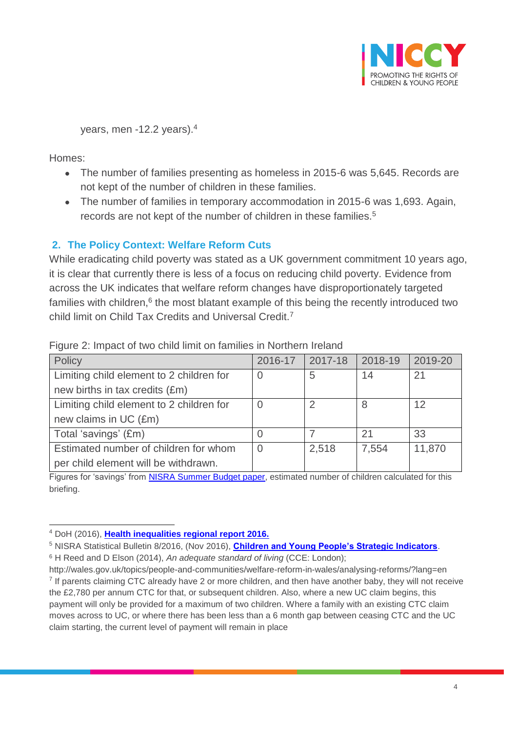years, men -12.2 years).[4]

Homes:

- The number of families presenting as homeless in 2015-6 was 5,645. Records are not kept of the number of children in these families.
- The number of families in temporary accommodation in 2015-6 was 1,693. Again, records are not kept of the number of children in these families.[5]

## 2. The Policy Context: Welfare Reform Cuts

While eradicating child poverty was stated as a UK government commitment 10 years ago, it is clear that currently there is less of a focus on reducing child poverty. Evidence from across the UK indicates that welfare reform changes have disproportionately targeted families with children,[6] the most blatant example of this being the recently introduced two child limit on Child Tax Credits and Universal Credit.[7]

Figure 2: Impact of two child limit on families in Northern Ireland

| Policy | 2016-17 | 2017-18 | 2018-19 | 2019-20 |
|---|---|---|---|---|
| Limiting child element to 2 children for new births in tax credits (£m) | 0 | 5 | 14 | 21 |
| Limiting child element to 2 children for new claims in UC (£m) | 0 | 2 | 8 | 12 |
| Total 'savings' (£m) | 0 | 7 | 21 | 33 |
| Estimated number of children for whom per child element will be withdrawn. | 0 | 2,518 | 7,554 | 11,870 |

Figures for 'savings' from NISRA Summer Budget paper, estimated number of children calculated for this briefing.

---

[4] DoH (2016), **Health inequalities regional report 2016.**

[5] NISRA Statistical Bulletin 8/2016, (Nov 2016), **Children and Young People's Strategic Indicators**.

[6] H Reed and D Elson (2014), *An adequate standard of living* (CCE: London); http://wales.gov.uk/topics/people-and-communities/welfare-reform-in-wales/analysing-reforms/?lang=en

[7] If parents claiming CTC already have 2 or more children, and then have another baby, they will not receive the £2,780 per annum CTC for that, or subsequent children. Also, where a new UC claim begins, this payment will only be provided for a maximum of two children. Where a family with an existing CTC claim moves across to UC, or where there has been less than a 6 month gap between ceasing CTC and the UC claim starting, the current level of payment will remain in place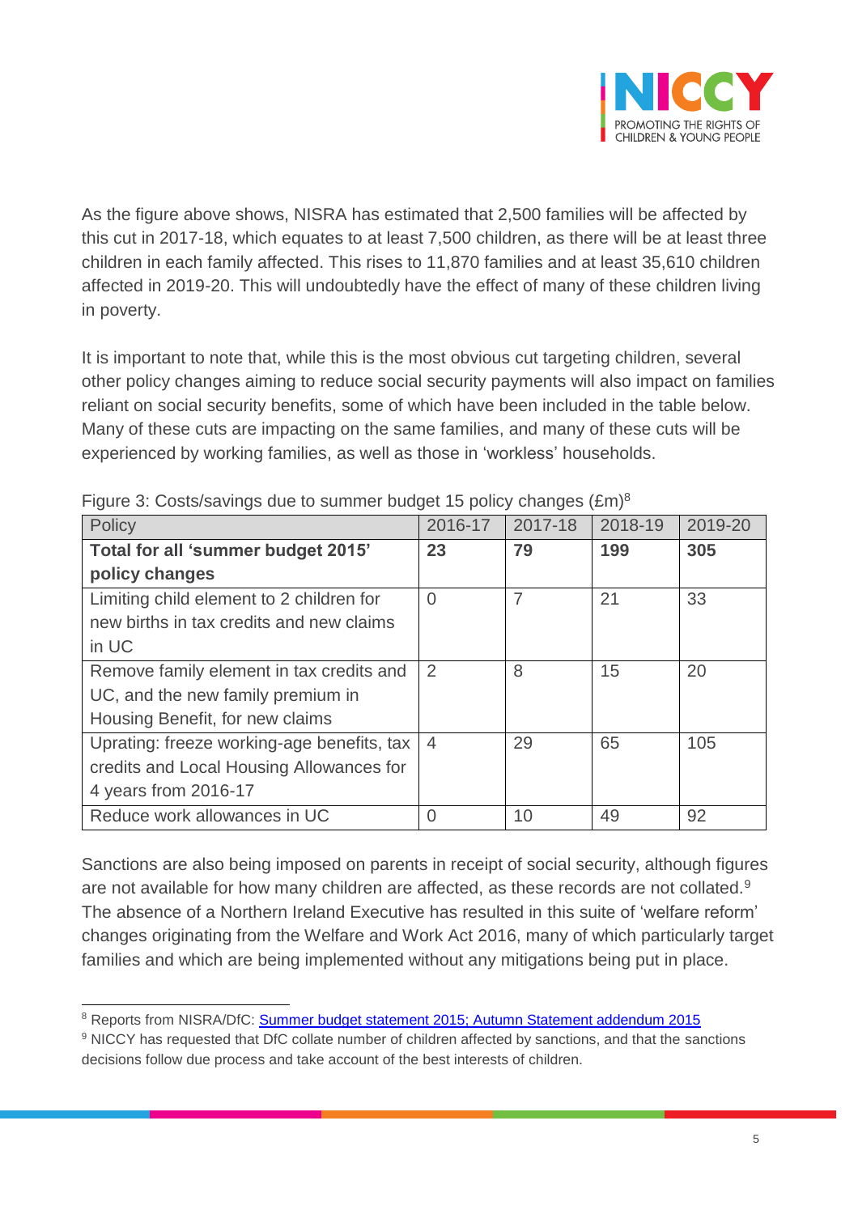As the figure above shows, NISRA has estimated that 2,500 families will be affected by this cut in 2017-18, which equates to at least 7,500 children, as there will be at least three children in each family affected. This rises to 11,870 families and at least 35,610 children affected in 2019-20. This will undoubtedly have the effect of many of these children living in poverty.

It is important to note that, while this is the most obvious cut targeting children, several other policy changes aiming to reduce social security payments will also impact on families reliant on social security benefits, some of which have been included in the table below. Many of these cuts are impacting on the same families, and many of these cuts will be experienced by working families, as well as those in 'workless' households.

Figure 3: Costs/savings due to summer budget 15 policy changes (£m)[8]

| Policy | 2016-17 | 2017-18 | 2018-19 | 2019-20 |
|---|---|---|---|---|
| **Total for all 'summer budget 2015' policy changes** | **23** | **79** | **199** | **305** |
| Limiting child element to 2 children for new births in tax credits and new claims in UC | 0 | 7 | 21 | 33 |
| Remove family element in tax credits and UC, and the new family premium in Housing Benefit, for new claims | 2 | 8 | 15 | 20 |
| Uprating: freeze working-age benefits, tax credits and Local Housing Allowances for 4 years from 2016-17 | 4 | 29 | 65 | 105 |
| Reduce work allowances in UC | 0 | 10 | 49 | 92 |

Sanctions are also being imposed on parents in receipt of social security, although figures are not available for how many children are affected, as these records are not collated.[9] The absence of a Northern Ireland Executive has resulted in this suite of 'welfare reform' changes originating from the Welfare and Work Act 2016, many of which particularly target families and which are being implemented without any mitigations being put in place.

---

[8] Reports from NISRA/DfC: Summer budget statement 2015; Autumn Statement addendum 2015

[9] NICCY has requested that DfC collate number of children affected by sanctions, and that the sanctions decisions follow due process and take account of the best interests of children.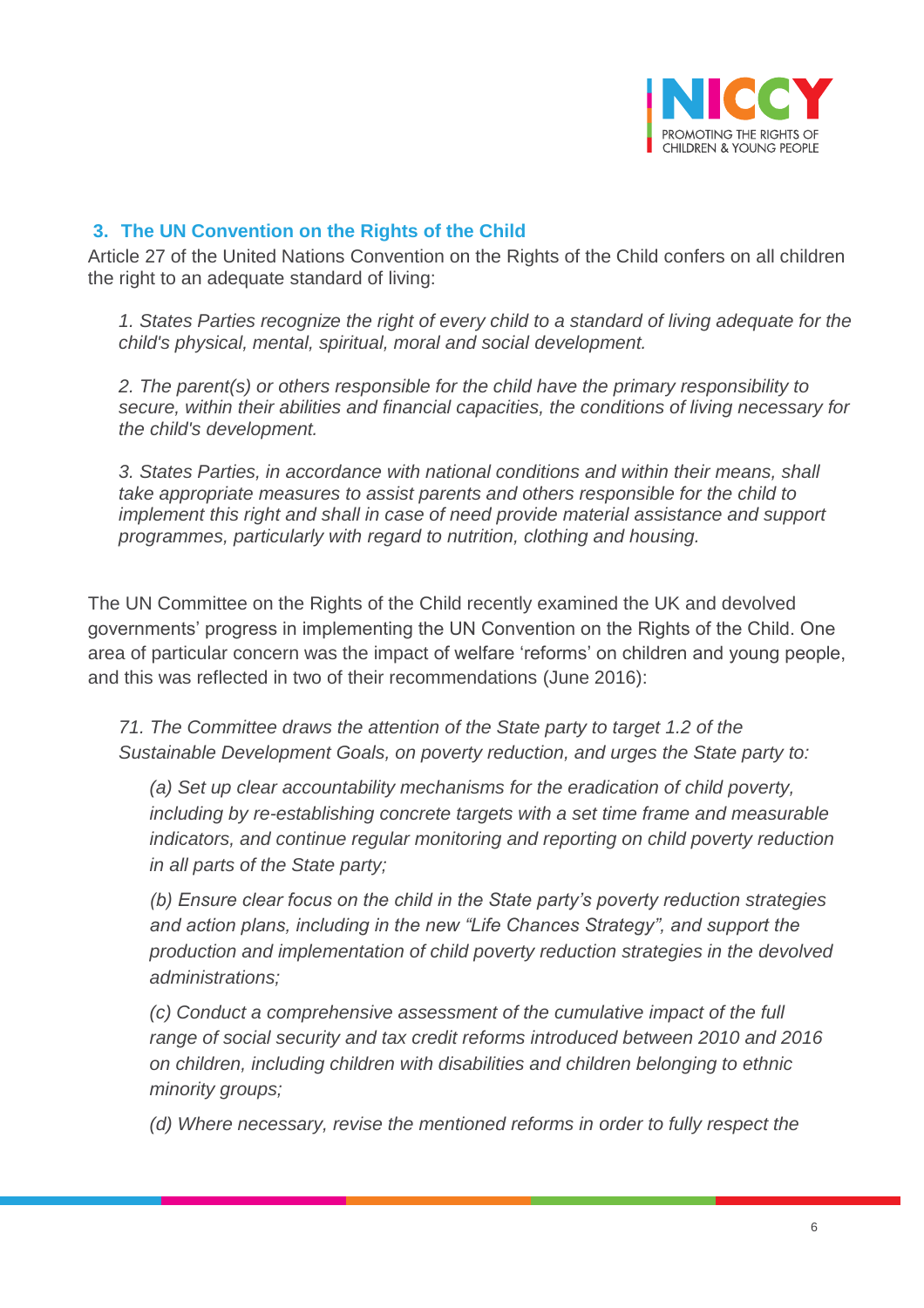## 3. The UN Convention on the Rights of the Child

Article 27 of the United Nations Convention on the Rights of the Child confers on all children the right to an adequate standard of living:

> *1. States Parties recognize the right of every child to a standard of living adequate for the child's physical, mental, spiritual, moral and social development.*
>
> *2. The parent(s) or others responsible for the child have the primary responsibility to secure, within their abilities and financial capacities, the conditions of living necessary for the child's development.*
>
> *3. States Parties, in accordance with national conditions and within their means, shall take appropriate measures to assist parents and others responsible for the child to implement this right and shall in case of need provide material assistance and support programmes, particularly with regard to nutrition, clothing and housing.*

The UN Committee on the Rights of the Child recently examined the UK and devolved governments' progress in implementing the UN Convention on the Rights of the Child. One area of particular concern was the impact of welfare 'reforms' on children and young people, and this was reflected in two of their recommendations (June 2016):

> *71. The Committee draws the attention of the State party to target 1.2 of the Sustainable Development Goals, on poverty reduction, and urges the State party to:*
>
> > *(a) Set up clear accountability mechanisms for the eradication of child poverty, including by re-establishing concrete targets with a set time frame and measurable indicators, and continue regular monitoring and reporting on child poverty reduction in all parts of the State party;*
> >
> > *(b) Ensure clear focus on the child in the State party's poverty reduction strategies and action plans, including in the new "Life Chances Strategy", and support the production and implementation of child poverty reduction strategies in the devolved administrations;*
> >
> > *(c) Conduct a comprehensive assessment of the cumulative impact of the full range of social security and tax credit reforms introduced between 2010 and 2016 on children, including children with disabilities and children belonging to ethnic minority groups;*
> >
> > *(d) Where necessary, revise the mentioned reforms in order to fully respect the*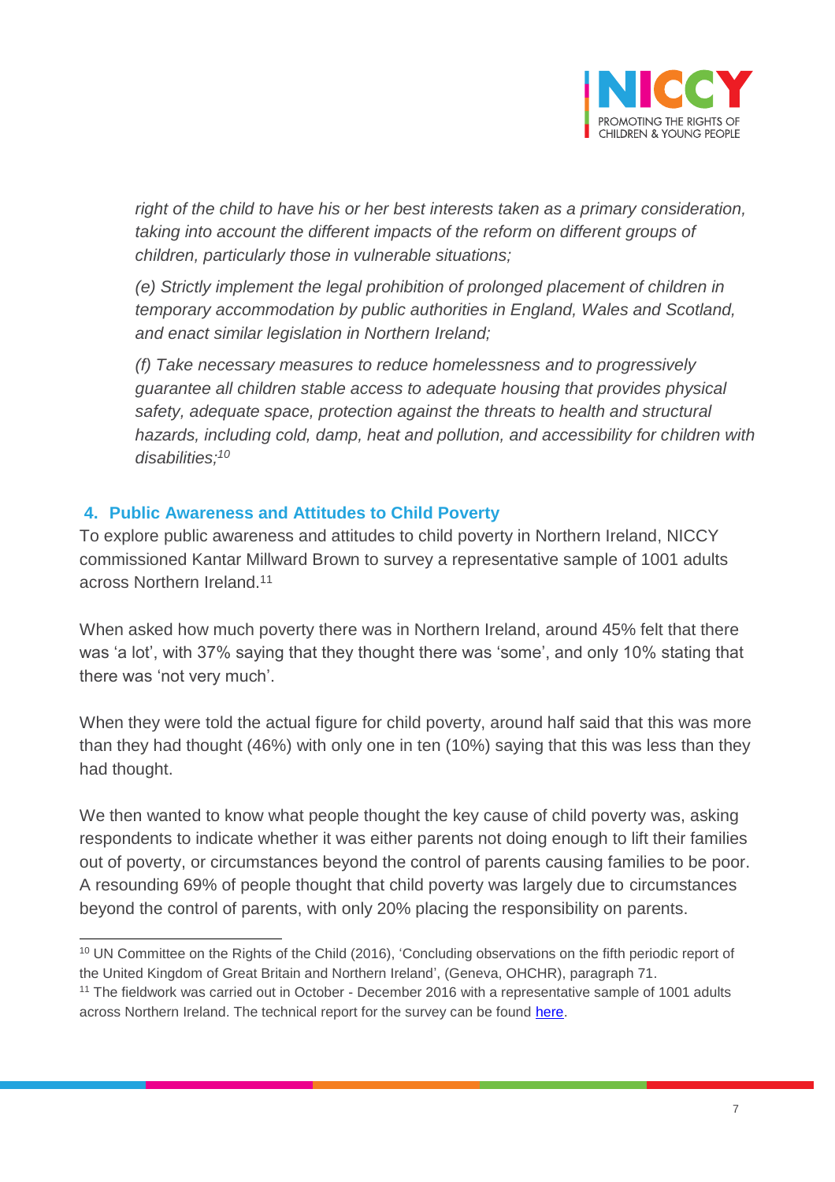*right of the child to have his or her best interests taken as a primary consideration, taking into account the different impacts of the reform on different groups of children, particularly those in vulnerable situations;*

*(e) Strictly implement the legal prohibition of prolonged placement of children in temporary accommodation by public authorities in England, Wales and Scotland, and enact similar legislation in Northern Ireland;*

*(f) Take necessary measures to reduce homelessness and to progressively guarantee all children stable access to adequate housing that provides physical safety, adequate space, protection against the threats to health and structural hazards, including cold, damp, heat and pollution, and accessibility for children with disabilities;*[10]

## 4. Public Awareness and Attitudes to Child Poverty

To explore public awareness and attitudes to child poverty in Northern Ireland, NICCY commissioned Kantar Millward Brown to survey a representative sample of 1001 adults across Northern Ireland.[11]

When asked how much poverty there was in Northern Ireland, around 45% felt that there was 'a lot', with 37% saying that they thought there was 'some', and only 10% stating that there was 'not very much'.

When they were told the actual figure for child poverty, around half said that this was more than they had thought (46%) with only one in ten (10%) saying that this was less than they had thought.

We then wanted to know what people thought the key cause of child poverty was, asking respondents to indicate whether it was either parents not doing enough to lift their families out of poverty, or circumstances beyond the control of parents causing families to be poor. A resounding 69% of people thought that child poverty was largely due to circumstances beyond the control of parents, with only 20% placing the responsibility on parents.

---

[10] UN Committee on the Rights of the Child (2016), 'Concluding observations on the fifth periodic report of the United Kingdom of Great Britain and Northern Ireland', (Geneva, OHCHR), paragraph 71.

[11] The fieldwork was carried out in October - December 2016 with a representative sample of 1001 adults across Northern Ireland. The technical report for the survey can be found here.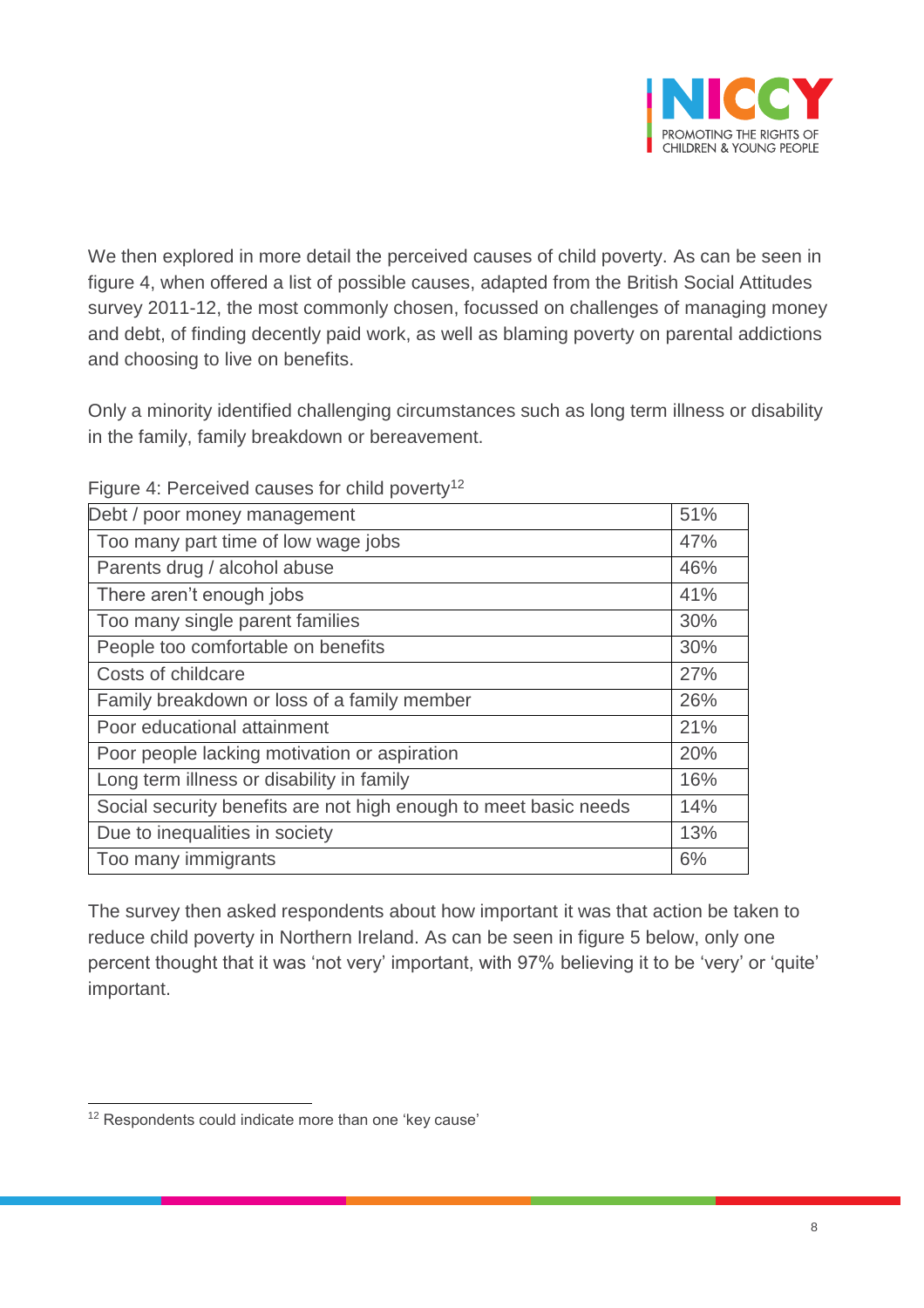We then explored in more detail the perceived causes of child poverty. As can be seen in figure 4, when offered a list of possible causes, adapted from the British Social Attitudes survey 2011-12, the most commonly chosen, focussed on challenges of managing money and debt, of finding decently paid work, as well as blaming poverty on parental addictions and choosing to live on benefits.

Only a minority identified challenging circumstances such as long term illness or disability in the family, family breakdown or bereavement.

Figure 4: Perceived causes for child poverty[12]

| Debt / poor money management | 51% |
|---|---|
| Too many part time of low wage jobs | 47% |
| Parents drug / alcohol abuse | 46% |
| There aren't enough jobs | 41% |
| Too many single parent families | 30% |
| People too comfortable on benefits | 30% |
| Costs of childcare | 27% |
| Family breakdown or loss of a family member | 26% |
| Poor educational attainment | 21% |
| Poor people lacking motivation or aspiration | 20% |
| Long term illness or disability in family | 16% |
| Social security benefits are not high enough to meet basic needs | 14% |
| Due to inequalities in society | 13% |
| Too many immigrants | 6% |

The survey then asked respondents about how important it was that action be taken to reduce child poverty in Northern Ireland. As can be seen in figure 5 below, only one percent thought that it was 'not very' important, with 97% believing it to be 'very' or 'quite' important.

[12] Respondents could indicate more than one 'key cause'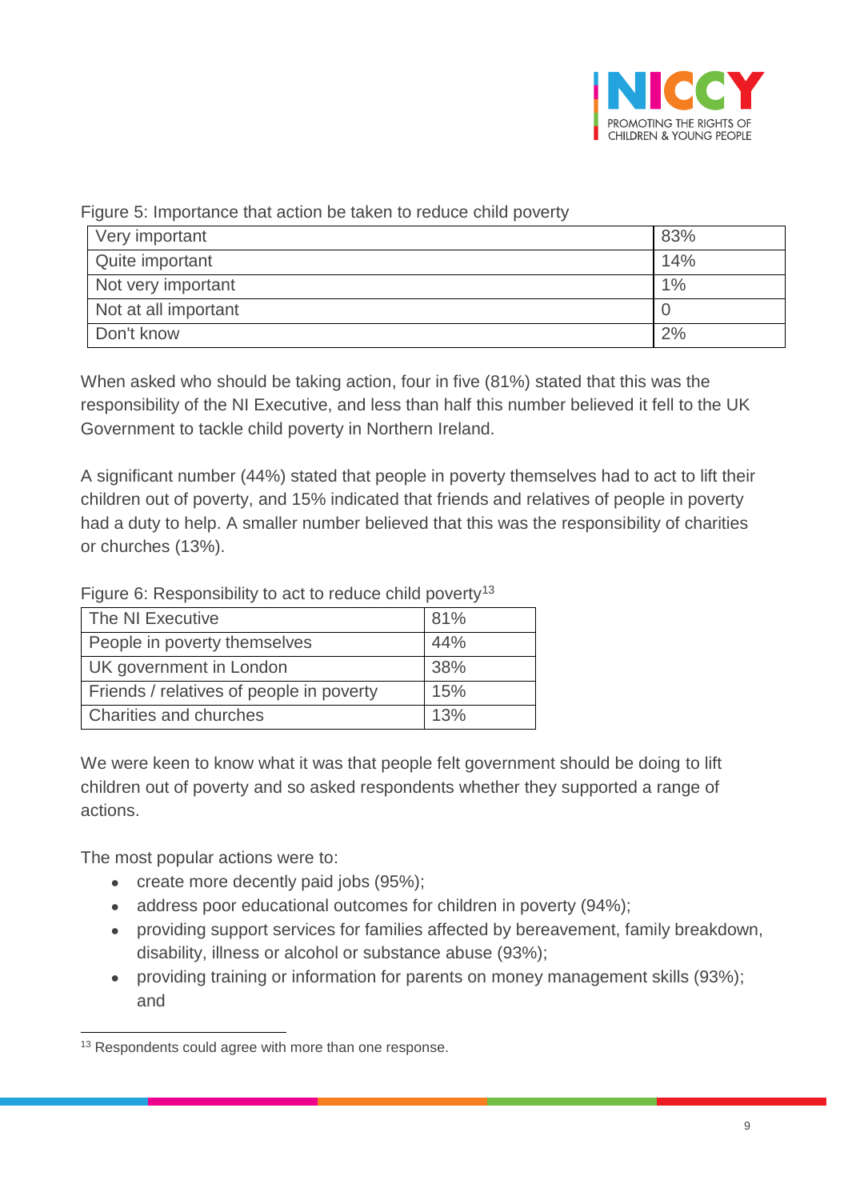Figure 5: Importance that action be taken to reduce child poverty

| | |
|---|---|
| Very important | 83% |
| Quite important | 14% |
| Not very important | 1% |
| Not at all important | 0 |
| Don't know | 2% |

When asked who should be taking action, four in five (81%) stated that this was the responsibility of the NI Executive, and less than half this number believed it fell to the UK Government to tackle child poverty in Northern Ireland.

A significant number (44%) stated that people in poverty themselves had to act to lift their children out of poverty, and 15% indicated that friends and relatives of people in poverty had a duty to help. A smaller number believed that this was the responsibility of charities or churches (13%).

Figure 6: Responsibility to act to reduce child poverty[13]

| | |
|---|---|
| The NI Executive | 81% |
| People in poverty themselves | 44% |
| UK government in London | 38% |
| Friends / relatives of people in poverty | 15% |
| Charities and churches | 13% |

We were keen to know what it was that people felt government should be doing to lift children out of poverty and so asked respondents whether they supported a range of actions.

The most popular actions were to:

- create more decently paid jobs (95%);
- address poor educational outcomes for children in poverty (94%);
- providing support services for families affected by bereavement, family breakdown, disability, illness or alcohol or substance abuse (93%);
- providing training or information for parents on money management skills (93%); and

[13] Respondents could agree with more than one response.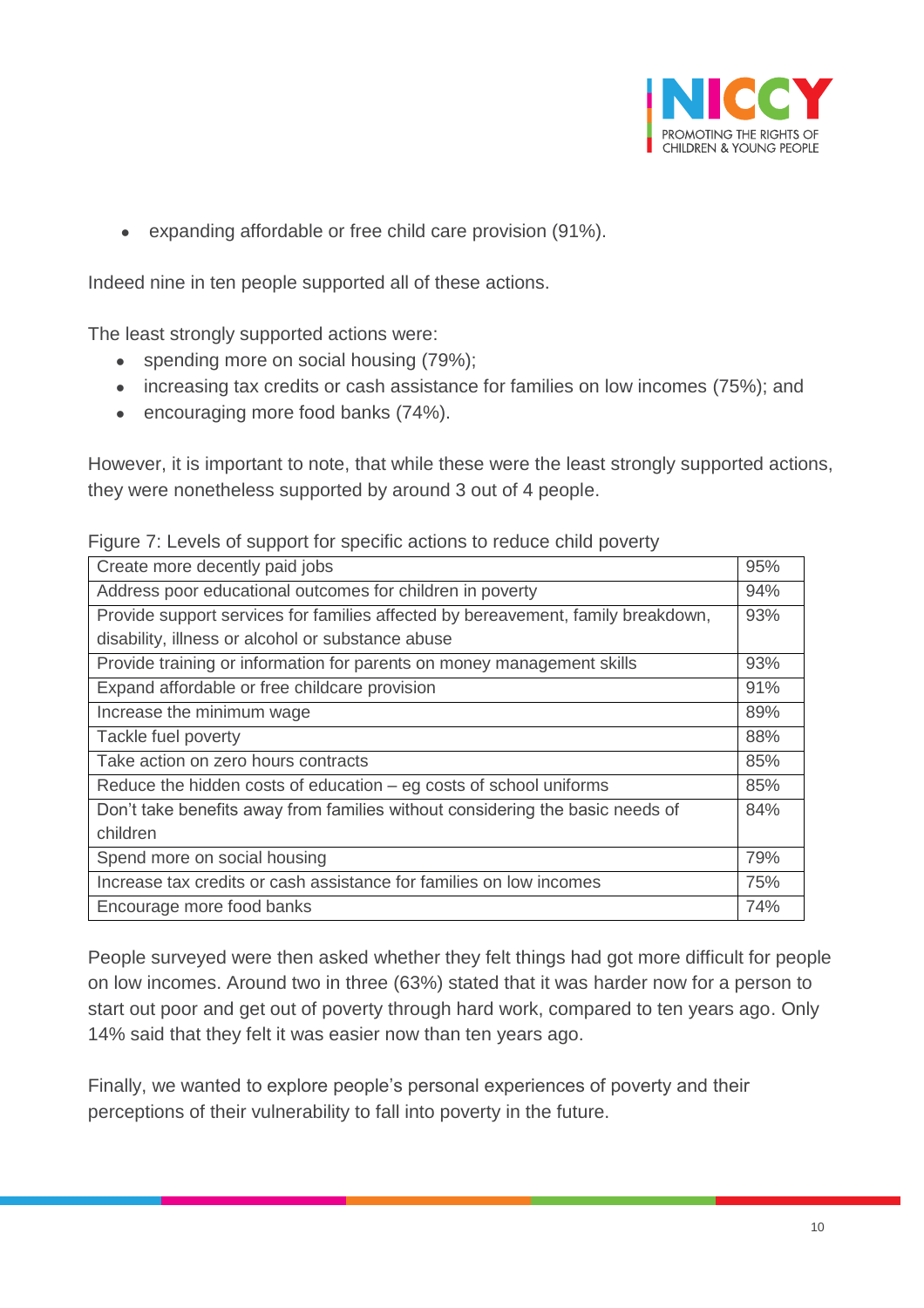- expanding affordable or free child care provision (91%).

Indeed nine in ten people supported all of these actions.

The least strongly supported actions were:

- spending more on social housing (79%);
- increasing tax credits or cash assistance for families on low incomes (75%); and
- encouraging more food banks (74%).

However, it is important to note, that while these were the least strongly supported actions, they were nonetheless supported by around 3 out of 4 people.

Figure 7: Levels of support for specific actions to reduce child poverty

| Action | Support |
|---|---|
| Create more decently paid jobs | 95% |
| Address poor educational outcomes for children in poverty | 94% |
| Provide support services for families affected by bereavement, family breakdown, disability, illness or alcohol or substance abuse | 93% |
| Provide training or information for parents on money management skills | 93% |
| Expand affordable or free childcare provision | 91% |
| Increase the minimum wage | 89% |
| Tackle fuel poverty | 88% |
| Take action on zero hours contracts | 85% |
| Reduce the hidden costs of education – eg costs of school uniforms | 85% |
| Don't take benefits away from families without considering the basic needs of children | 84% |
| Spend more on social housing | 79% |
| Increase tax credits or cash assistance for families on low incomes | 75% |
| Encourage more food banks | 74% |

People surveyed were then asked whether they felt things had got more difficult for people on low incomes. Around two in three (63%) stated that it was harder now for a person to start out poor and get out of poverty through hard work, compared to ten years ago. Only 14% said that they felt it was easier now than ten years ago.

Finally, we wanted to explore people's personal experiences of poverty and their perceptions of their vulnerability to fall into poverty in the future.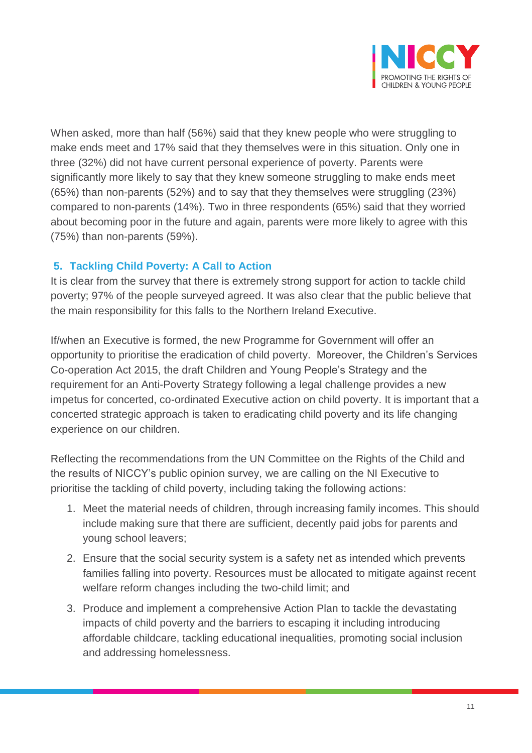When asked, more than half (56%) said that they knew people who were struggling to make ends meet and 17% said that they themselves were in this situation. Only one in three (32%) did not have current personal experience of poverty. Parents were significantly more likely to say that they knew someone struggling to make ends meet (65%) than non-parents (52%) and to say that they themselves were struggling (23%) compared to non-parents (14%). Two in three respondents (65%) said that they worried about becoming poor in the future and again, parents were more likely to agree with this (75%) than non-parents (59%).

## 5. Tackling Child Poverty: A Call to Action

It is clear from the survey that there is extremely strong support for action to tackle child poverty; 97% of the people surveyed agreed. It was also clear that the public believe that the main responsibility for this falls to the Northern Ireland Executive.

If/when an Executive is formed, the new Programme for Government will offer an opportunity to prioritise the eradication of child poverty. Moreover, the Children's Services Co-operation Act 2015, the draft Children and Young People's Strategy and the requirement for an Anti-Poverty Strategy following a legal challenge provides a new impetus for concerted, co-ordinated Executive action on child poverty. It is important that a concerted strategic approach is taken to eradicating child poverty and its life changing experience on our children.

Reflecting the recommendations from the UN Committee on the Rights of the Child and the results of NICCY's public opinion survey, we are calling on the NI Executive to prioritise the tackling of child poverty, including taking the following actions:

1. Meet the material needs of children, through increasing family incomes. This should include making sure that there are sufficient, decently paid jobs for parents and young school leavers;
2. Ensure that the social security system is a safety net as intended which prevents families falling into poverty. Resources must be allocated to mitigate against recent welfare reform changes including the two-child limit; and
3. Produce and implement a comprehensive Action Plan to tackle the devastating impacts of child poverty and the barriers to escaping it including introducing affordable childcare, tackling educational inequalities, promoting social inclusion and addressing homelessness.